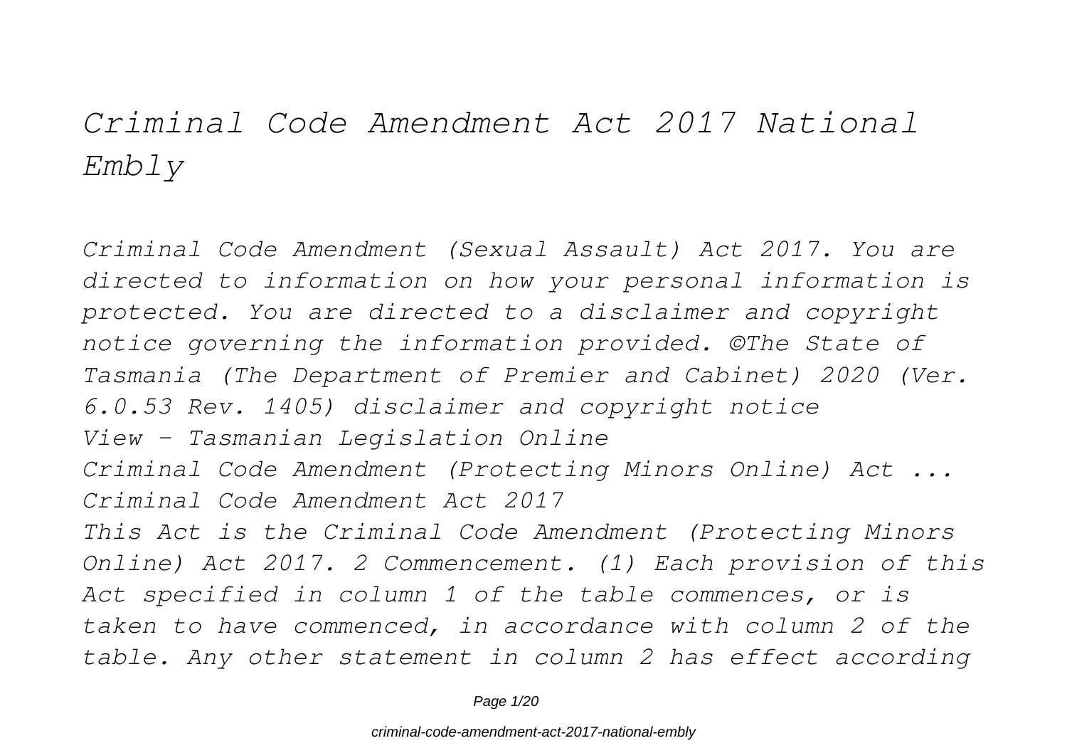# *Criminal Code Amendment Act 2017 National Embly*

*Criminal Code Amendment (Sexual Assault) Act 2017. You are directed to information on how your personal information is protected. You are directed to a disclaimer and copyright notice governing the information provided. ©The State of Tasmania (The Department of Premier and Cabinet) 2020 (Ver. 6.0.53 Rev. 1405) disclaimer and copyright notice*

*View - Tasmanian Legislation Online*

*Criminal Code Amendment (Protecting Minors Online) Act ...*

*Criminal Code Amendment Act 2017*

*This Act is the Criminal Code Amendment (Protecting Minors Online) Act 2017. 2 Commencement. (1) Each provision of this Act specified in column 1 of the table commences, or is taken to have commenced, in accordance with column 2 of the table. Any other statement in column 2 has effect according*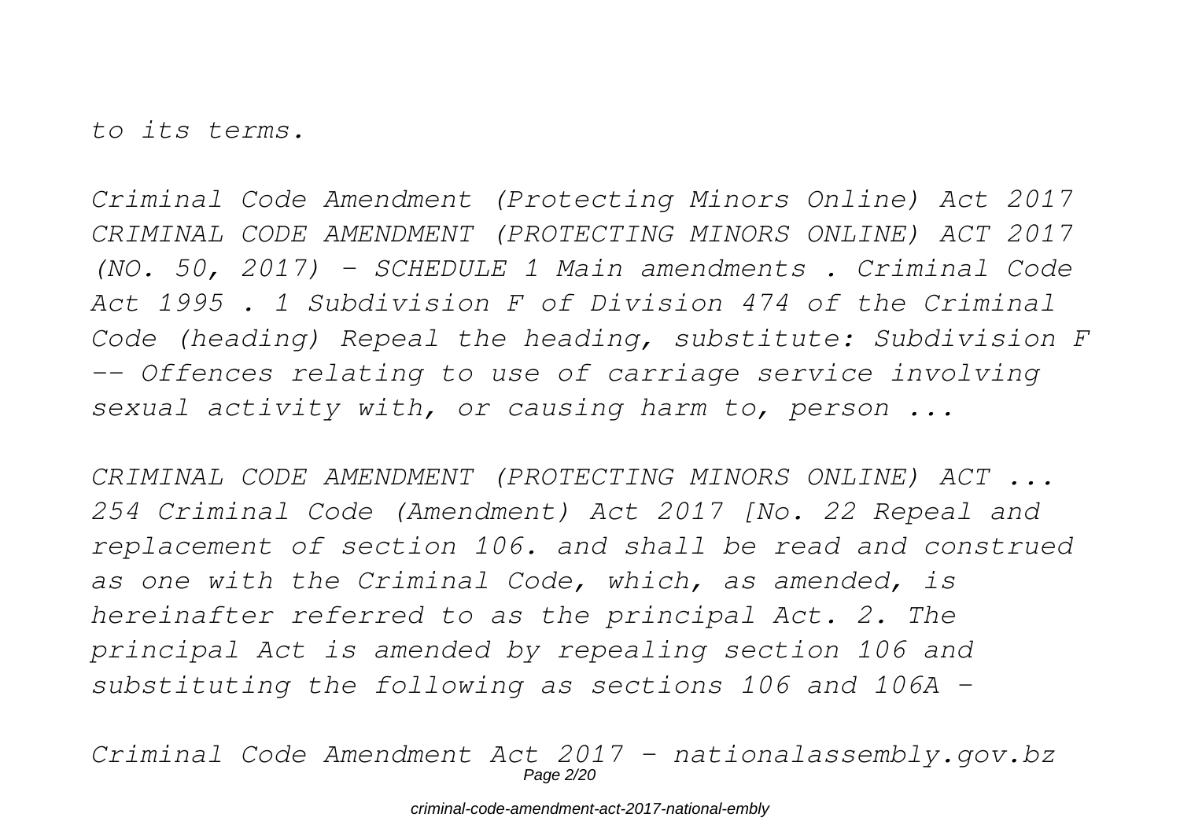*to its terms.*

*Criminal Code Amendment (Protecting Minors Online) Act 2017 CRIMINAL CODE AMENDMENT (PROTECTING MINORS ONLINE) ACT 2017 (NO. 50, 2017) - SCHEDULE 1 Main amendments . Criminal Code Act 1995 . 1 Subdivision F of Division 474 of the Criminal Code (heading) Repeal the heading, substitute: Subdivision F -- Offences relating to use of carriage service involving sexual activity with, or causing harm to, person ...*

*CRIMINAL CODE AMENDMENT (PROTECTING MINORS ONLINE) ACT ... 254 Criminal Code (Amendment) Act 2017 [No. 22 Repeal and replacement of section 106. and shall be read and construed as one with the Criminal Code, which, as amended, is hereinafter referred to as the principal Act. 2. The principal Act is amended by repealing section 106 and substituting the following as sections 106 and 106A –*

*Criminal Code Amendment Act 2017 - nationalassembly.gov.bz*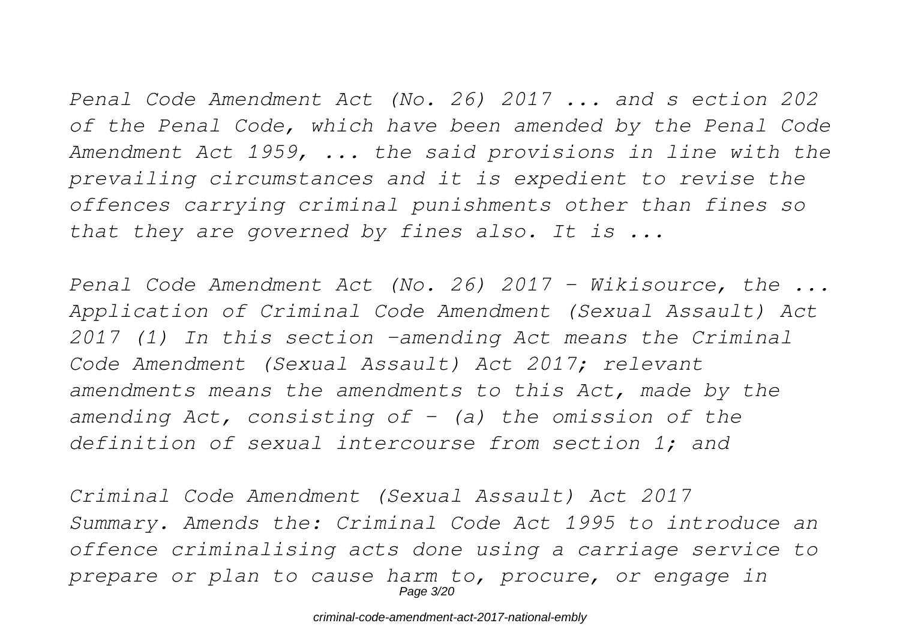*Penal Code Amendment Act (No. 26) 2017 ... and s ection 202 of the Penal Code, which have been amended by the Penal Code Amendment Act 1959, ... the said provisions in line with the prevailing circumstances and it is expedient to revise the offences carrying criminal punishments other than fines so that they are governed by fines also. It is ...*

*Penal Code Amendment Act (No. 26) 2017 - Wikisource, the ...*
*Application of Criminal Code Amendment (Sexual Assault) Act 2017 (1) In this section –amending Act means the Criminal Code Amendment (Sexual Assault) Act 2017; relevant amendments means the amendments to this Act, made by the amending Act, consisting of – (a) the omission of the definition of sexual intercourse from section 1; and*

*Criminal Code Amendment (Sexual Assault) Act 2017*
*Summary. Amends the: Criminal Code Act 1995 to introduce an offence criminalising acts done using a carriage service to prepare or plan to cause harm to, procure, or engage in*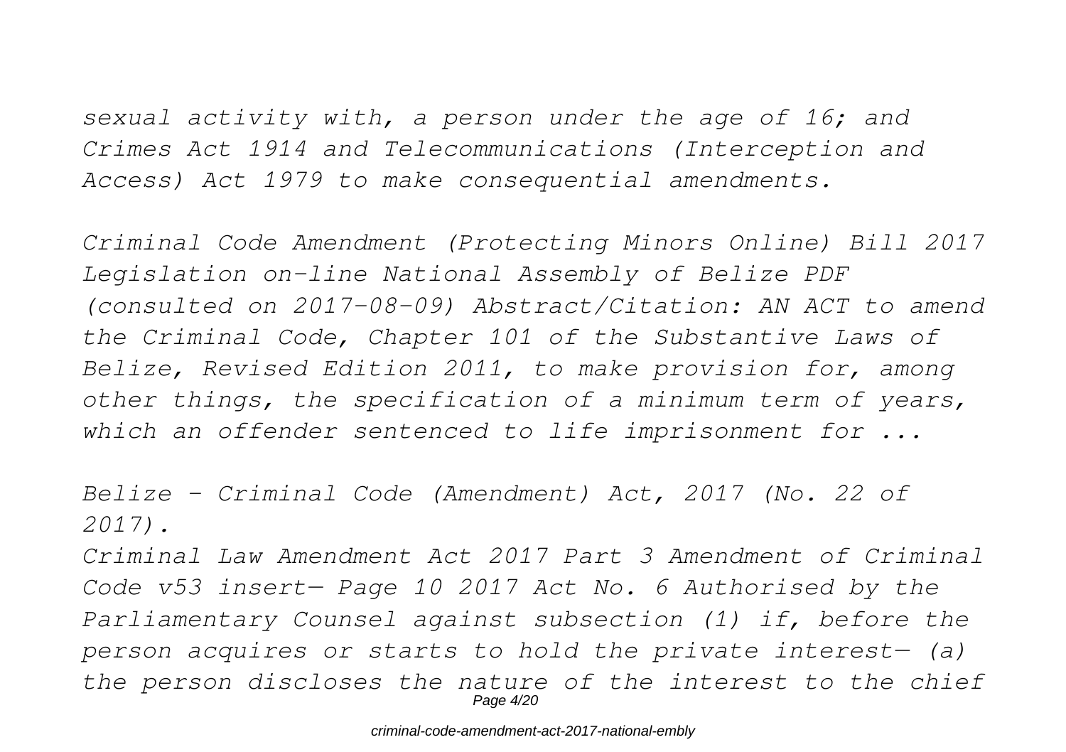*sexual activity with, a person under the age of 16; and Crimes Act 1914 and Telecommunications (Interception and Access) Act 1979 to make consequential amendments.*

*Criminal Code Amendment (Protecting Minors Online) Bill 2017 Legislation on-line National Assembly of Belize PDF (consulted on 2017-08-09) Abstract/Citation: AN ACT to amend the Criminal Code, Chapter 101 of the Substantive Laws of Belize, Revised Edition 2011, to make provision for, among other things, the specification of a minimum term of years, which an offender sentenced to life imprisonment for ...*

*Belize - Criminal Code (Amendment) Act, 2017 (No. 22 of 2017).*

*Criminal Law Amendment Act 2017 Part 3 Amendment of Criminal Code v53 insert— Page 10 2017 Act No. 6 Authorised by the Parliamentary Counsel against subsection (1) if, before the person acquires or starts to hold the private interest— (a) the person discloses the nature of the interest to the chief*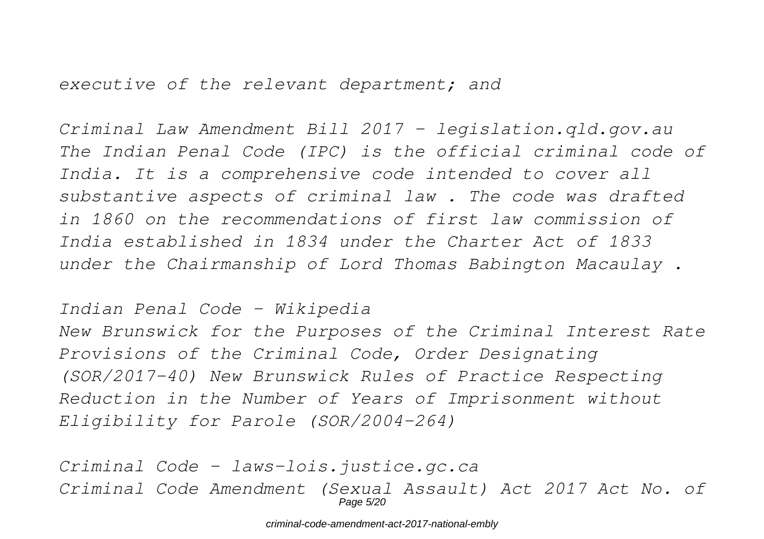*executive of the relevant department; and*

*Criminal Law Amendment Bill 2017 - legislation.qld.gov.au*
*The Indian Penal Code (IPC) is the official criminal code of India. It is a comprehensive code intended to cover all substantive aspects of criminal law . The code was drafted in 1860 on the recommendations of first law commission of India established in 1834 under the Charter Act of 1833 under the Chairmanship of Lord Thomas Babington Macaulay .*

*Indian Penal Code - Wikipedia*
*New Brunswick for the Purposes of the Criminal Interest Rate Provisions of the Criminal Code, Order Designating (SOR/2017-40) New Brunswick Rules of Practice Respecting Reduction in the Number of Years of Imprisonment without Eligibility for Parole (SOR/2004-264)*

*Criminal Code - laws-lois.justice.gc.ca*
*Criminal Code Amendment (Sexual Assault) Act 2017 Act No. of*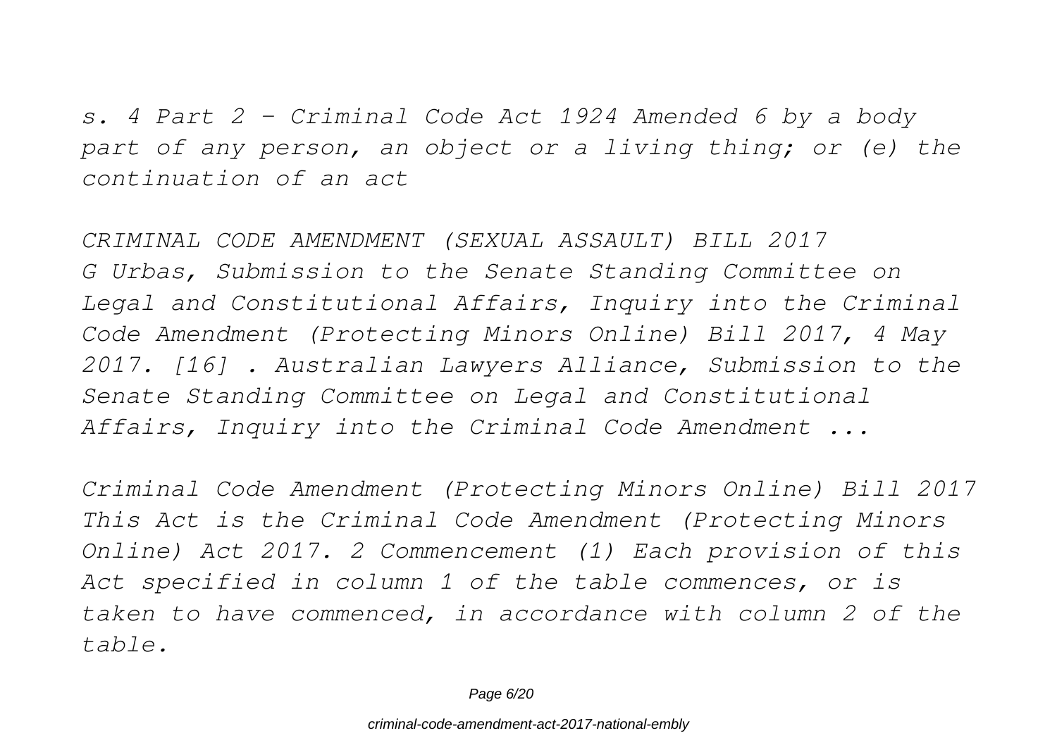*s. 4 Part 2 - Criminal Code Act 1924 Amended 6 by a body part of any person, an object or a living thing; or (e) the continuation of an act*

*CRIMINAL CODE AMENDMENT (SEXUAL ASSAULT) BILL 2017*
*G Urbas, Submission to the Senate Standing Committee on Legal and Constitutional Affairs, Inquiry into the Criminal Code Amendment (Protecting Minors Online) Bill 2017, 4 May 2017. [16] . Australian Lawyers Alliance, Submission to the Senate Standing Committee on Legal and Constitutional Affairs, Inquiry into the Criminal Code Amendment ...*

*Criminal Code Amendment (Protecting Minors Online) Bill 2017*
*This Act is the Criminal Code Amendment (Protecting Minors Online) Act 2017. 2 Commencement (1) Each provision of this Act specified in column 1 of the table commences, or is taken to have commenced, in accordance with column 2 of the table.*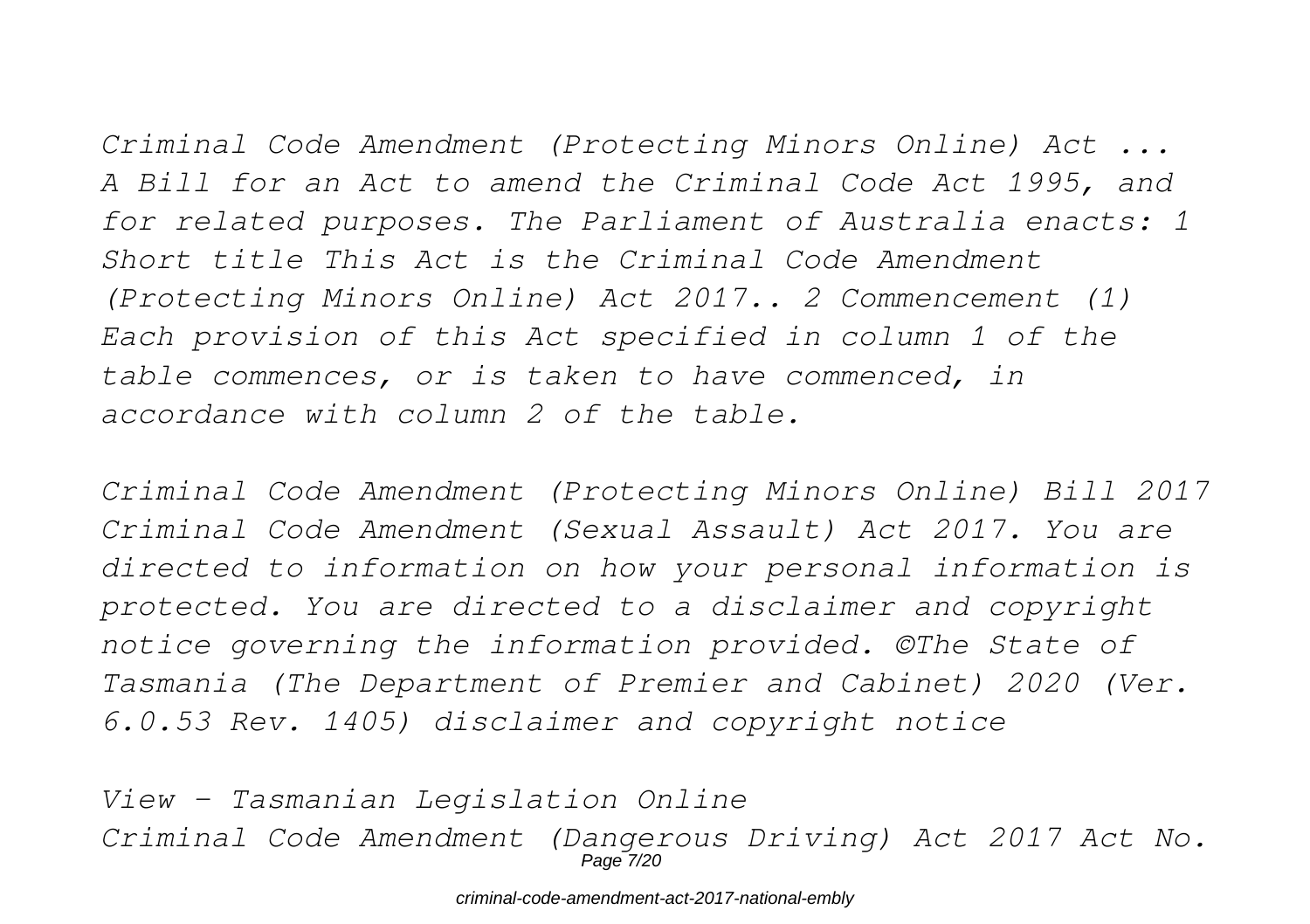*Criminal Code Amendment (Protecting Minors Online) Act ...*
*A Bill for an Act to amend the Criminal Code Act 1995, and for related purposes. The Parliament of Australia enacts: 1 Short title This Act is the Criminal Code Amendment (Protecting Minors Online) Act 2017.. 2 Commencement (1) Each provision of this Act specified in column 1 of the table commences, or is taken to have commenced, in accordance with column 2 of the table.*

*Criminal Code Amendment (Protecting Minors Online) Bill 2017*
*Criminal Code Amendment (Sexual Assault) Act 2017. You are directed to information on how your personal information is protected. You are directed to a disclaimer and copyright notice governing the information provided. ©The State of Tasmania (The Department of Premier and Cabinet) 2020 (Ver. 6.0.53 Rev. 1405) disclaimer and copyright notice*

*View - Tasmanian Legislation Online*
*Criminal Code Amendment (Dangerous Driving) Act 2017 Act No.*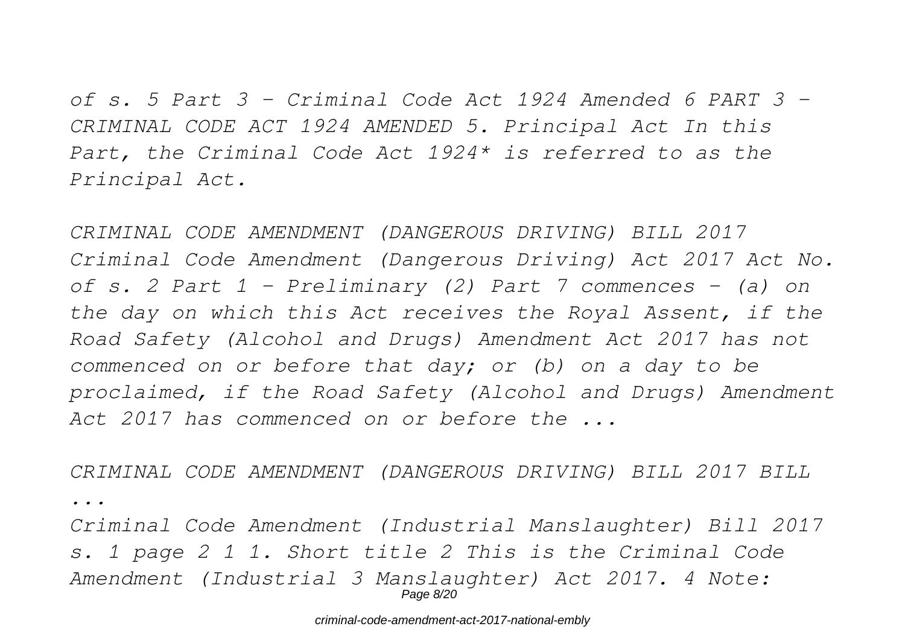*of s. 5 Part 3 - Criminal Code Act 1924 Amended 6 PART 3 - CRIMINAL CODE ACT 1924 AMENDED 5. Principal Act In this Part, the Criminal Code Act 1924* is referred to as the Principal Act.*

*CRIMINAL CODE AMENDMENT (DANGEROUS DRIVING) BILL 2017 Criminal Code Amendment (Dangerous Driving) Act 2017 Act No. of s. 2 Part 1 - Preliminary (2) Part 7 commences - (a) on the day on which this Act receives the Royal Assent, if the Road Safety (Alcohol and Drugs) Amendment Act 2017 has not commenced on or before that day; or (b) on a day to be proclaimed, if the Road Safety (Alcohol and Drugs) Amendment Act 2017 has commenced on or before the ...*

*CRIMINAL CODE AMENDMENT (DANGEROUS DRIVING) BILL 2017 BILL ...*

*Criminal Code Amendment (Industrial Manslaughter) Bill 2017 s. 1 page 2 1 1. Short title 2 This is the Criminal Code Amendment (Industrial 3 Manslaughter) Act 2017. 4 Note:*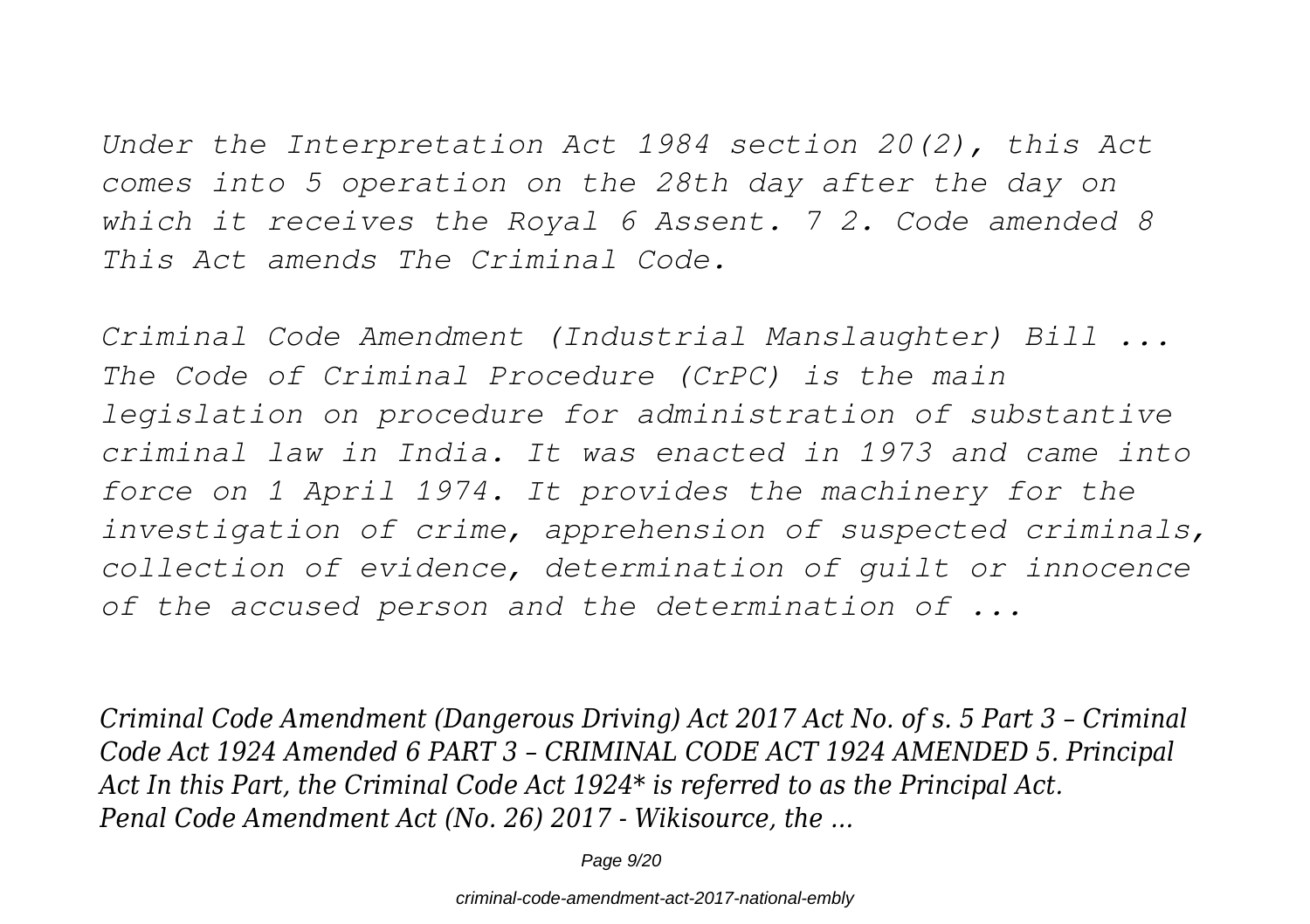*Under the Interpretation Act 1984 section 20(2), this Act comes into 5 operation on the 28th day after the day on which it receives the Royal 6 Assent. 7 2. Code amended 8 This Act amends The Criminal Code.*

*Criminal Code Amendment (Industrial Manslaughter) Bill ...*
*The Code of Criminal Procedure (CrPC) is the main legislation on procedure for administration of substantive criminal law in India. It was enacted in 1973 and came into force on 1 April 1974. It provides the machinery for the investigation of crime, apprehension of suspected criminals, collection of evidence, determination of guilt or innocence of the accused person and the determination of ...*

*Criminal Code Amendment (Dangerous Driving) Act 2017 Act No. of s. 5 Part 3 – Criminal Code Act 1924 Amended 6 PART 3 – CRIMINAL CODE ACT 1924 AMENDED 5. Principal Act In this Part, the Criminal Code Act 1924* is referred to as the Principal Act.*
*Penal Code Amendment Act (No. 26) 2017 - Wikisource, the ...*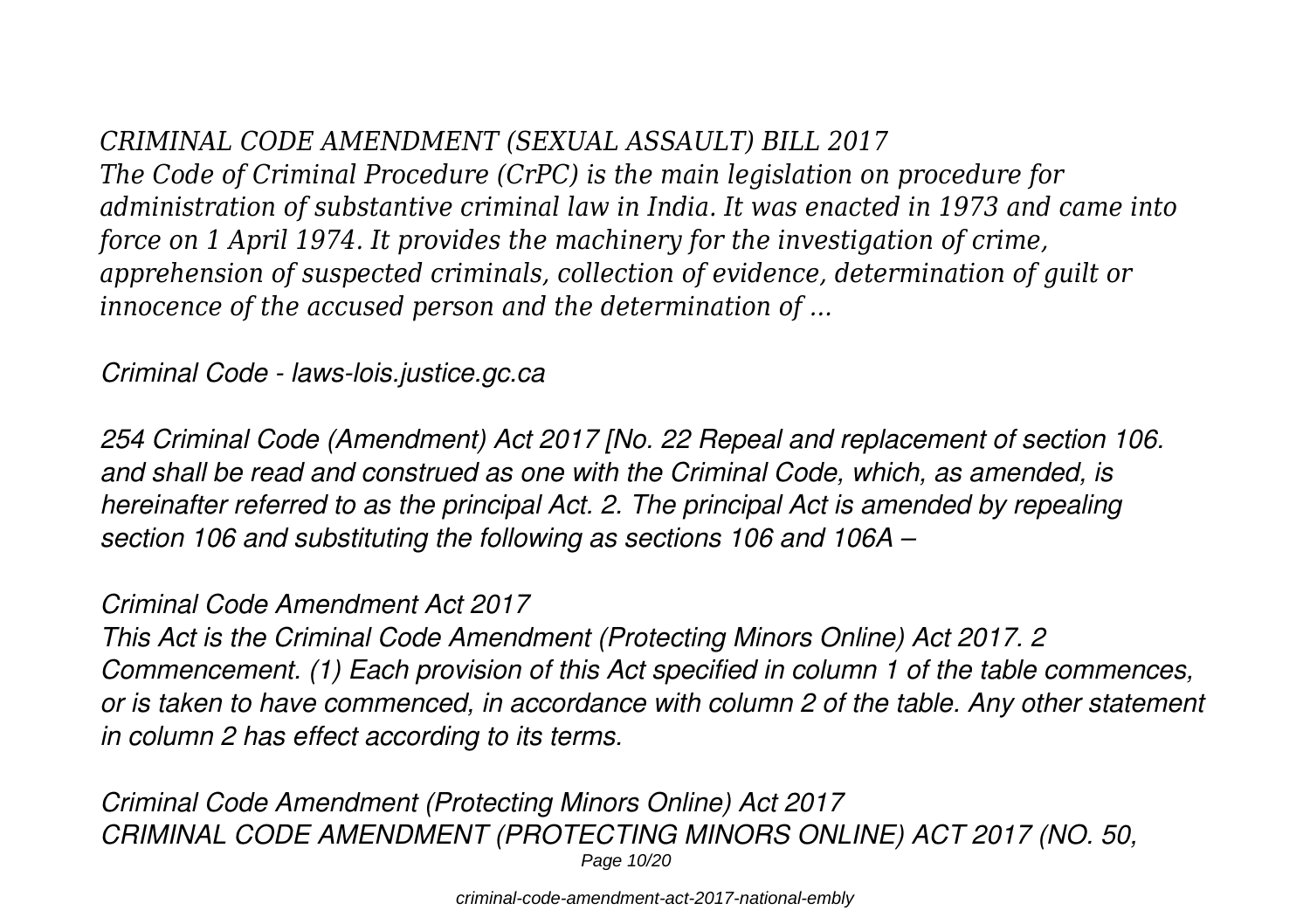*CRIMINAL CODE AMENDMENT (SEXUAL ASSAULT) BILL 2017*

*The Code of Criminal Procedure (CrPC) is the main legislation on procedure for administration of substantive criminal law in India. It was enacted in 1973 and came into force on 1 April 1974. It provides the machinery for the investigation of crime, apprehension of suspected criminals, collection of evidence, determination of guilt or innocence of the accused person and the determination of ...*

*Criminal Code - laws-lois.justice.gc.ca*

*254 Criminal Code (Amendment) Act 2017 [No. 22 Repeal and replacement of section 106. and shall be read and construed as one with the Criminal Code, which, as amended, is hereinafter referred to as the principal Act. 2. The principal Act is amended by repealing section 106 and substituting the following as sections 106 and 106A –*

*Criminal Code Amendment Act 2017*

*This Act is the Criminal Code Amendment (Protecting Minors Online) Act 2017. 2 Commencement. (1) Each provision of this Act specified in column 1 of the table commences, or is taken to have commenced, in accordance with column 2 of the table. Any other statement in column 2 has effect according to its terms.*

*Criminal Code Amendment (Protecting Minors Online) Act 2017*

*CRIMINAL CODE AMENDMENT (PROTECTING MINORS ONLINE) ACT 2017 (NO. 50,*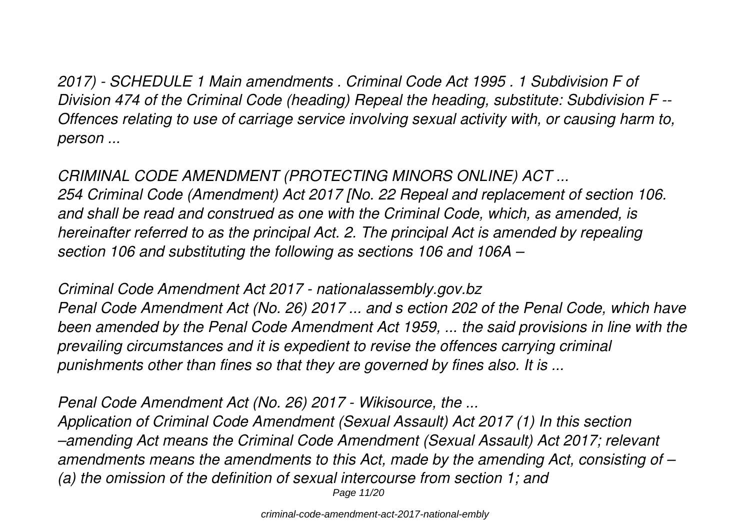*2017) - SCHEDULE 1 Main amendments . Criminal Code Act 1995 . 1 Subdivision F of Division 474 of the Criminal Code (heading) Repeal the heading, substitute: Subdivision F -- Offences relating to use of carriage service involving sexual activity with, or causing harm to, person ...*

*CRIMINAL CODE AMENDMENT (PROTECTING MINORS ONLINE) ACT ...*
*254 Criminal Code (Amendment) Act 2017 [No. 22 Repeal and replacement of section 106. and shall be read and construed as one with the Criminal Code, which, as amended, is hereinafter referred to as the principal Act. 2. The principal Act is amended by repealing section 106 and substituting the following as sections 106 and 106A –*

*Criminal Code Amendment Act 2017 - nationalassembly.gov.bz*
*Penal Code Amendment Act (No. 26) 2017 ... and s ection 202 of the Penal Code, which have been amended by the Penal Code Amendment Act 1959, ... the said provisions in line with the prevailing circumstances and it is expedient to revise the offences carrying criminal punishments other than fines so that they are governed by fines also. It is ...*

*Penal Code Amendment Act (No. 26) 2017 - Wikisource, the ...*
*Application of Criminal Code Amendment (Sexual Assault) Act 2017 (1) In this section –amending Act means the Criminal Code Amendment (Sexual Assault) Act 2017; relevant amendments means the amendments to this Act, made by the amending Act, consisting of – (a) the omission of the definition of sexual intercourse from section 1; and*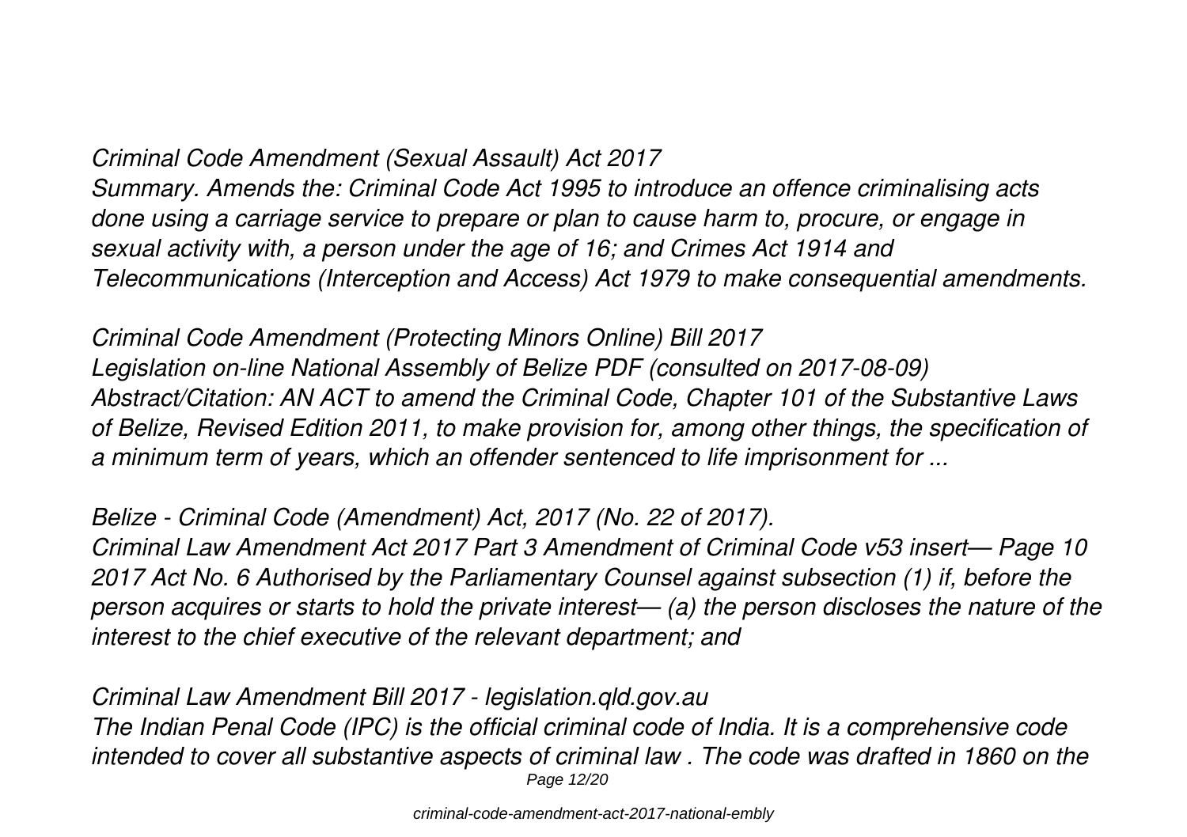*Criminal Code Amendment (Sexual Assault) Act 2017*

*Summary. Amends the: Criminal Code Act 1995 to introduce an offence criminalising acts done using a carriage service to prepare or plan to cause harm to, procure, or engage in sexual activity with, a person under the age of 16; and Crimes Act 1914 and Telecommunications (Interception and Access) Act 1979 to make consequential amendments.*

*Criminal Code Amendment (Protecting Minors Online) Bill 2017*

*Legislation on-line National Assembly of Belize PDF (consulted on 2017-08-09) Abstract/Citation: AN ACT to amend the Criminal Code, Chapter 101 of the Substantive Laws of Belize, Revised Edition 2011, to make provision for, among other things, the specification of a minimum term of years, which an offender sentenced to life imprisonment for ...*

*Belize - Criminal Code (Amendment) Act, 2017 (No. 22 of 2017).*

*Criminal Law Amendment Act 2017 Part 3 Amendment of Criminal Code v53 insert— Page 10 2017 Act No. 6 Authorised by the Parliamentary Counsel against subsection (1) if, before the person acquires or starts to hold the private interest— (a) the person discloses the nature of the interest to the chief executive of the relevant department; and*

*Criminal Law Amendment Bill 2017 - legislation.qld.gov.au*

*The Indian Penal Code (IPC) is the official criminal code of India. It is a comprehensive code intended to cover all substantive aspects of criminal law . The code was drafted in 1860 on the*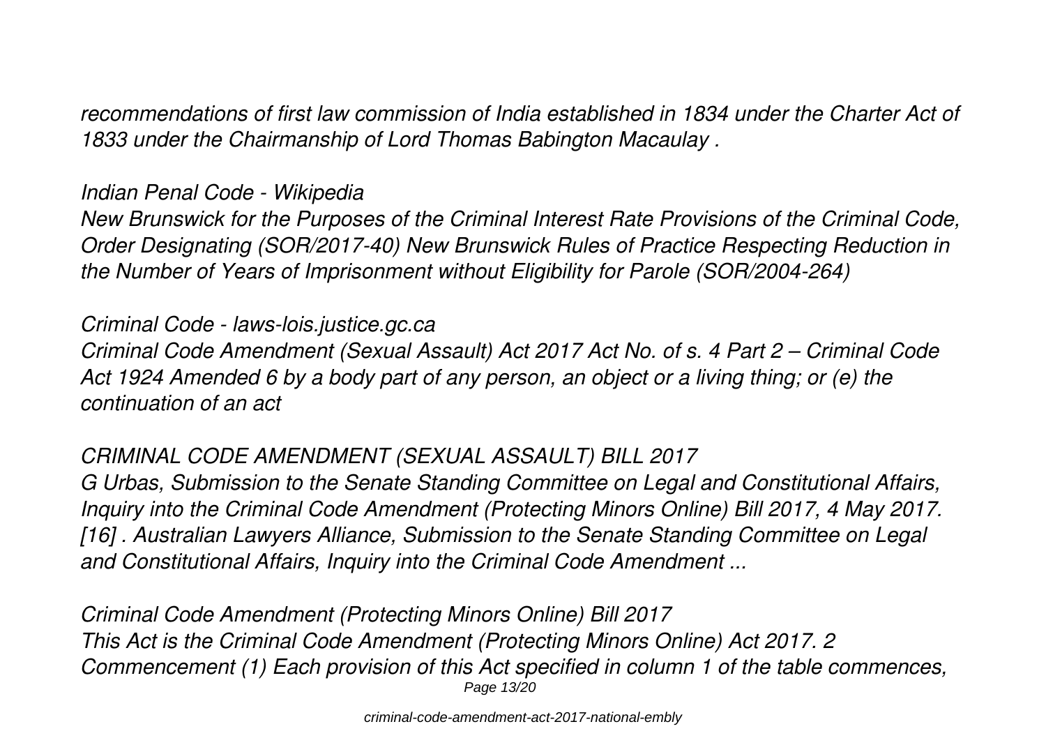*recommendations of first law commission of India established in 1834 under the Charter Act of 1833 under the Chairmanship of Lord Thomas Babington Macaulay .*

*Indian Penal Code - Wikipedia*

*New Brunswick for the Purposes of the Criminal Interest Rate Provisions of the Criminal Code, Order Designating (SOR/2017-40) New Brunswick Rules of Practice Respecting Reduction in the Number of Years of Imprisonment without Eligibility for Parole (SOR/2004-264)*

*Criminal Code - laws-lois.justice.gc.ca*

*Criminal Code Amendment (Sexual Assault) Act 2017 Act No. of s. 4 Part 2 – Criminal Code Act 1924 Amended 6 by a body part of any person, an object or a living thing; or (e) the continuation of an act*

*CRIMINAL CODE AMENDMENT (SEXUAL ASSAULT) BILL 2017*

*G Urbas, Submission to the Senate Standing Committee on Legal and Constitutional Affairs, Inquiry into the Criminal Code Amendment (Protecting Minors Online) Bill 2017, 4 May 2017. [16] . Australian Lawyers Alliance, Submission to the Senate Standing Committee on Legal and Constitutional Affairs, Inquiry into the Criminal Code Amendment ...*

*Criminal Code Amendment (Protecting Minors Online) Bill 2017*

*This Act is the Criminal Code Amendment (Protecting Minors Online) Act 2017. 2 Commencement (1) Each provision of this Act specified in column 1 of the table commences,*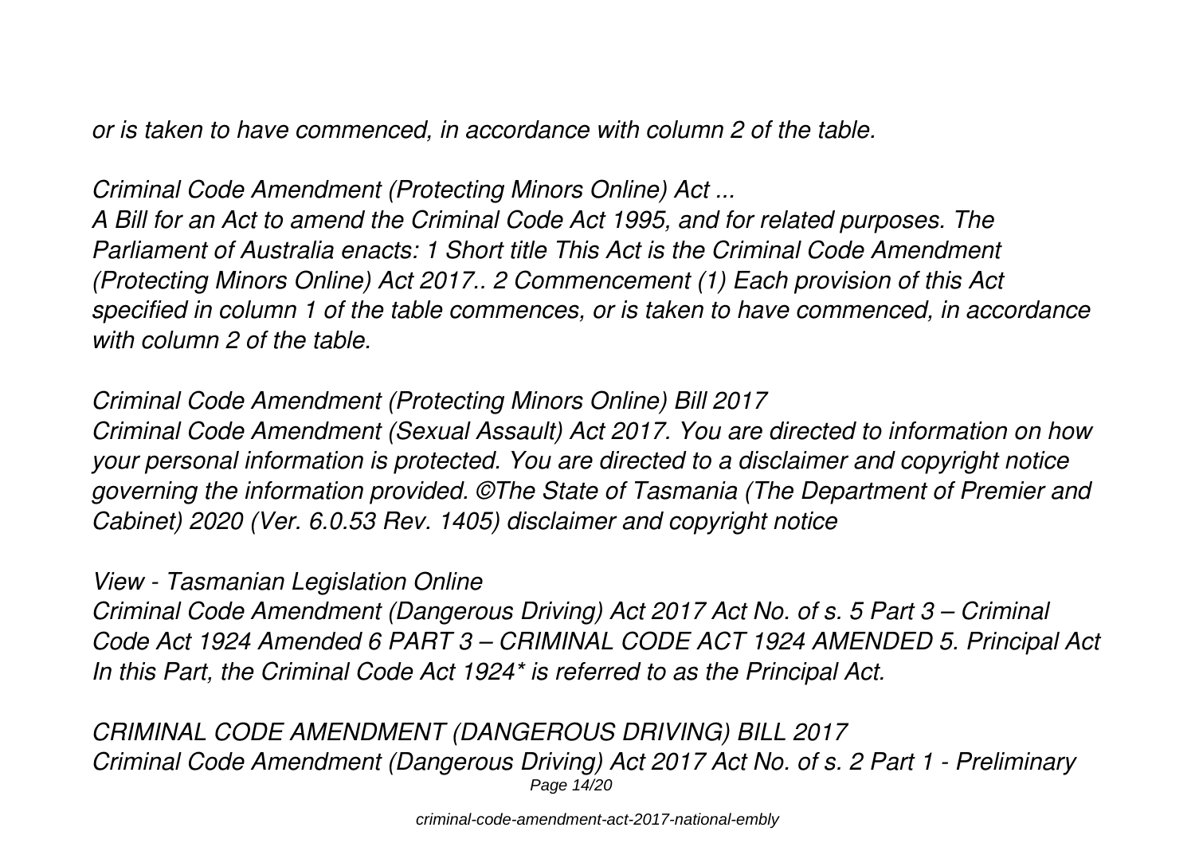*or is taken to have commenced, in accordance with column 2 of the table.*

*Criminal Code Amendment (Protecting Minors Online) Act ...*

*A Bill for an Act to amend the Criminal Code Act 1995, and for related purposes. The Parliament of Australia enacts: 1 Short title This Act is the Criminal Code Amendment (Protecting Minors Online) Act 2017.. 2 Commencement (1) Each provision of this Act specified in column 1 of the table commences, or is taken to have commenced, in accordance with column 2 of the table.*

*Criminal Code Amendment (Protecting Minors Online) Bill 2017*

*Criminal Code Amendment (Sexual Assault) Act 2017. You are directed to information on how your personal information is protected. You are directed to a disclaimer and copyright notice governing the information provided. ©The State of Tasmania (The Department of Premier and Cabinet) 2020 (Ver. 6.0.53 Rev. 1405) disclaimer and copyright notice*

*View - Tasmanian Legislation Online*

*Criminal Code Amendment (Dangerous Driving) Act 2017 Act No. of s. 5 Part 3 – Criminal Code Act 1924 Amended 6 PART 3 – CRIMINAL CODE ACT 1924 AMENDED 5. Principal Act In this Part, the Criminal Code Act 1924* is referred to as the Principal Act.*

*CRIMINAL CODE AMENDMENT (DANGEROUS DRIVING) BILL 2017*

*Criminal Code Amendment (Dangerous Driving) Act 2017 Act No. of s. 2 Part 1 - Preliminary*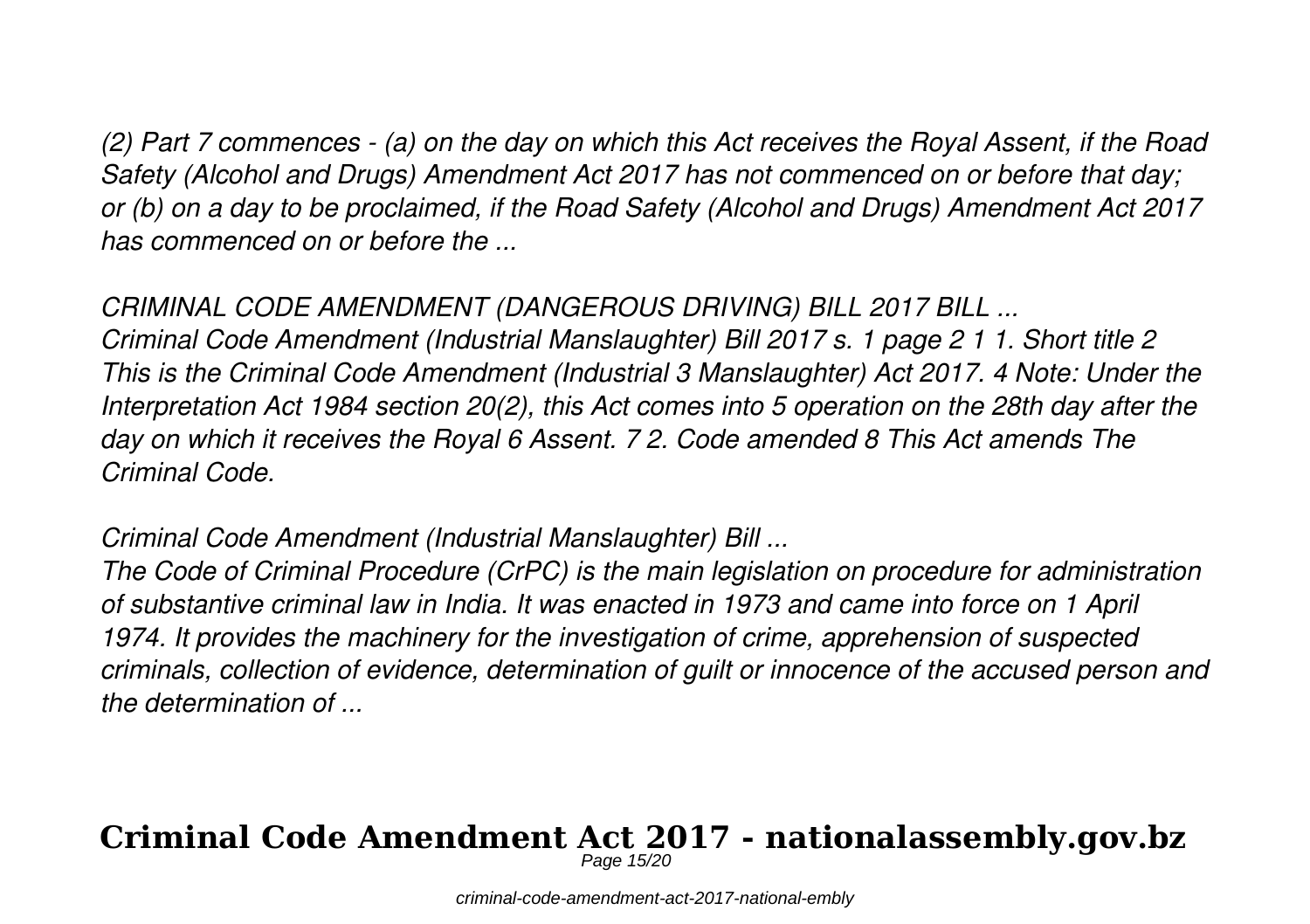*(2) Part 7 commences - (a) on the day on which this Act receives the Royal Assent, if the Road Safety (Alcohol and Drugs) Amendment Act 2017 has not commenced on or before that day; or (b) on a day to be proclaimed, if the Road Safety (Alcohol and Drugs) Amendment Act 2017 has commenced on or before the ...*

*CRIMINAL CODE AMENDMENT (DANGEROUS DRIVING) BILL 2017 BILL ...*

*Criminal Code Amendment (Industrial Manslaughter) Bill 2017 s. 1 page 2 1 1. Short title 2 This is the Criminal Code Amendment (Industrial 3 Manslaughter) Act 2017. 4 Note: Under the Interpretation Act 1984 section 20(2), this Act comes into 5 operation on the 28th day after the day on which it receives the Royal 6 Assent. 7 2. Code amended 8 This Act amends The Criminal Code.*

*Criminal Code Amendment (Industrial Manslaughter) Bill ...*

*The Code of Criminal Procedure (CrPC) is the main legislation on procedure for administration of substantive criminal law in India. It was enacted in 1973 and came into force on 1 April 1974. It provides the machinery for the investigation of crime, apprehension of suspected criminals, collection of evidence, determination of guilt or innocence of the accused person and the determination of ...*

# Criminal Code Amendment Act 2017 - nationalassembly.gov.bz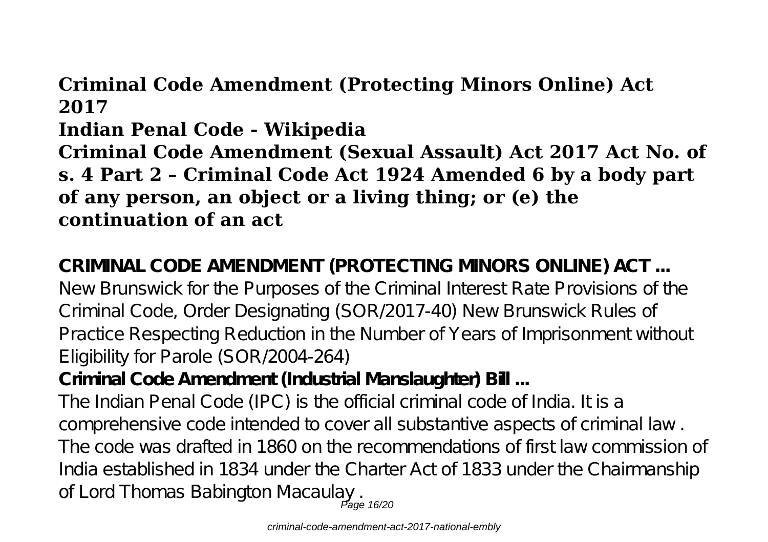**Criminal Code Amendment (Protecting Minors Online) Act 2017**

**Indian Penal Code - Wikipedia**

**Criminal Code Amendment (Sexual Assault) Act 2017 Act No. of s. 4 Part 2 – Criminal Code Act 1924 Amended 6 by a body part of any person, an object or a living thing; or (e) the continuation of an act**

**CRIMINAL CODE AMENDMENT (PROTECTING MINORS ONLINE) ACT ...**

New Brunswick for the Purposes of the Criminal Interest Rate Provisions of the Criminal Code, Order Designating (SOR/2017-40) New Brunswick Rules of Practice Respecting Reduction in the Number of Years of Imprisonment without Eligibility for Parole (SOR/2004-264)

**Criminal Code Amendment (Industrial Manslaughter) Bill ...**

The Indian Penal Code (IPC) is the official criminal code of India. It is a comprehensive code intended to cover all substantive aspects of criminal law . The code was drafted in 1860 on the recommendations of first law commission of India established in 1834 under the Charter Act of 1833 under the Chairmanship of Lord Thomas Babington Macaulay .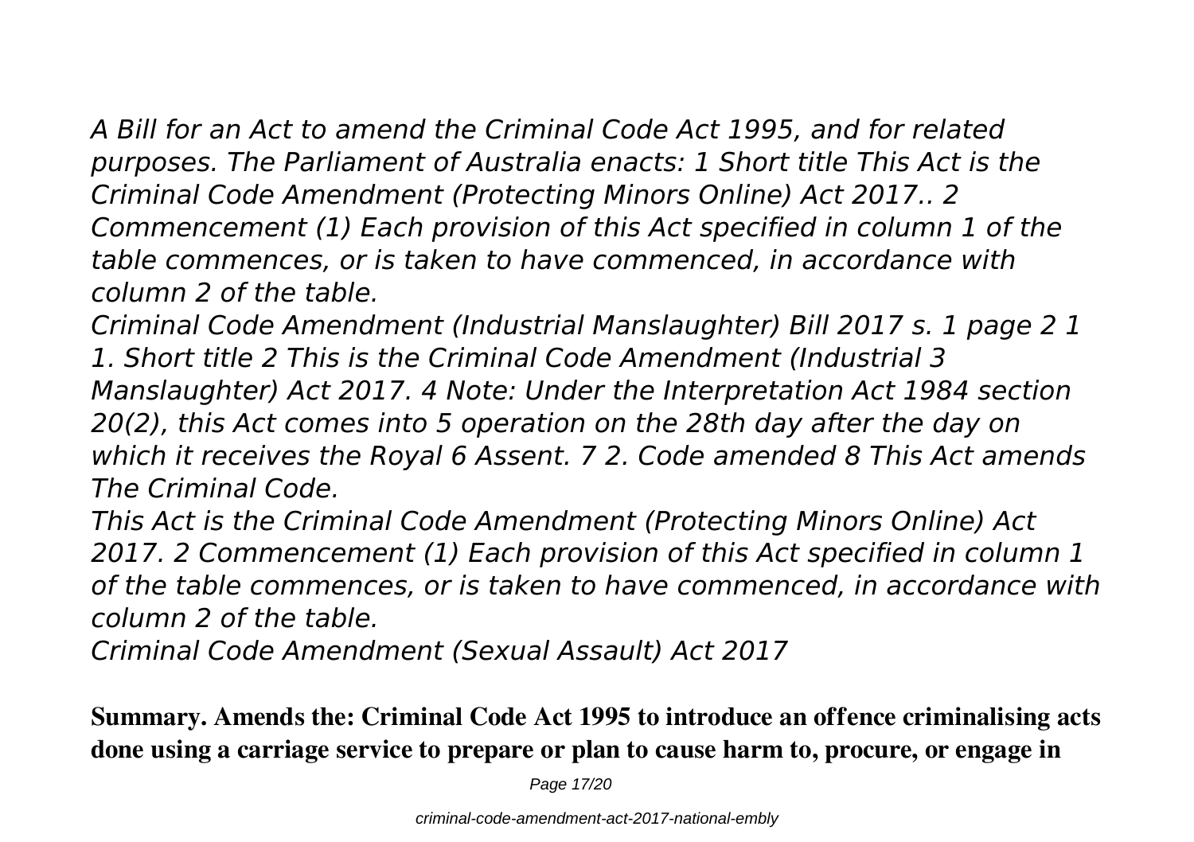*A Bill for an Act to amend the Criminal Code Act 1995, and for related purposes. The Parliament of Australia enacts: 1 Short title This Act is the Criminal Code Amendment (Protecting Minors Online) Act 2017.. 2 Commencement (1) Each provision of this Act specified in column 1 of the table commences, or is taken to have commenced, in accordance with column 2 of the table.*

*Criminal Code Amendment (Industrial Manslaughter) Bill 2017 s. 1 page 2 1 1. Short title 2 This is the Criminal Code Amendment (Industrial 3 Manslaughter) Act 2017. 4 Note: Under the Interpretation Act 1984 section 20(2), this Act comes into 5 operation on the 28th day after the day on which it receives the Royal 6 Assent. 7 2. Code amended 8 This Act amends The Criminal Code.*

*This Act is the Criminal Code Amendment (Protecting Minors Online) Act 2017. 2 Commencement (1) Each provision of this Act specified in column 1 of the table commences, or is taken to have commenced, in accordance with column 2 of the table.*

*Criminal Code Amendment (Sexual Assault) Act 2017*

**Summary. Amends the: Criminal Code Act 1995 to introduce an offence criminalising acts done using a carriage service to prepare or plan to cause harm to, procure, or engage in**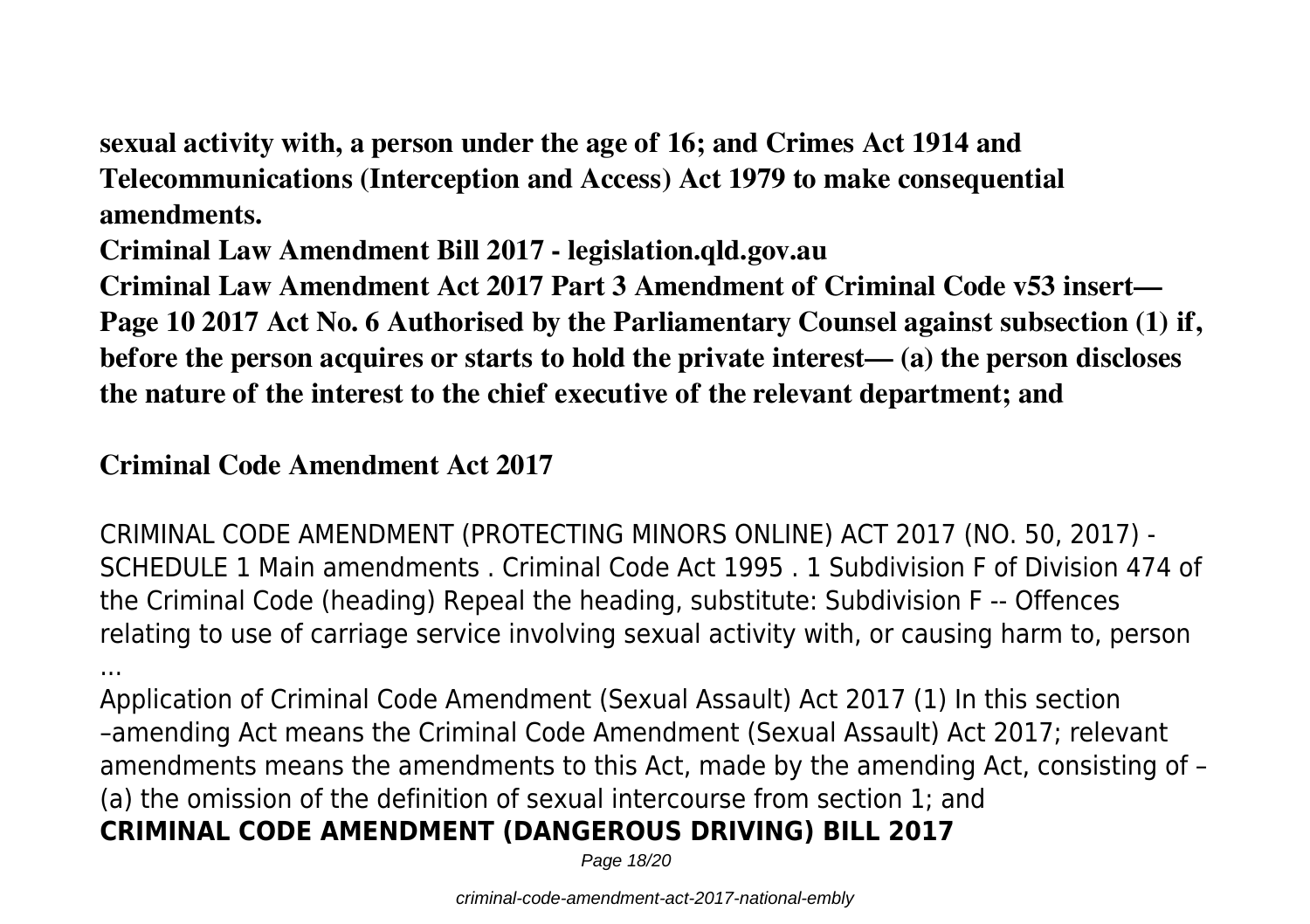**sexual activity with, a person under the age of 16; and Crimes Act 1914 and Telecommunications (Interception and Access) Act 1979 to make consequential amendments.**

**Criminal Law Amendment Bill 2017 - legislation.qld.gov.au**

**Criminal Law Amendment Act 2017 Part 3 Amendment of Criminal Code v53 insert— Page 10 2017 Act No. 6 Authorised by the Parliamentary Counsel against subsection (1) if, before the person acquires or starts to hold the private interest— (a) the person discloses the nature of the interest to the chief executive of the relevant department; and**

## Criminal Code Amendment Act 2017

CRIMINAL CODE AMENDMENT (PROTECTING MINORS ONLINE) ACT 2017 (NO. 50, 2017) - SCHEDULE 1 Main amendments . Criminal Code Act 1995 . 1 Subdivision F of Division 474 of the Criminal Code (heading) Repeal the heading, substitute: Subdivision F -- Offences relating to use of carriage service involving sexual activity with, or causing harm to, person ...

Application of Criminal Code Amendment (Sexual Assault) Act 2017 (1) In this section –amending Act means the Criminal Code Amendment (Sexual Assault) Act 2017; relevant amendments means the amendments to this Act, made by the amending Act, consisting of – (a) the omission of the definition of sexual intercourse from section 1; and

**CRIMINAL CODE AMENDMENT (DANGEROUS DRIVING) BILL 2017**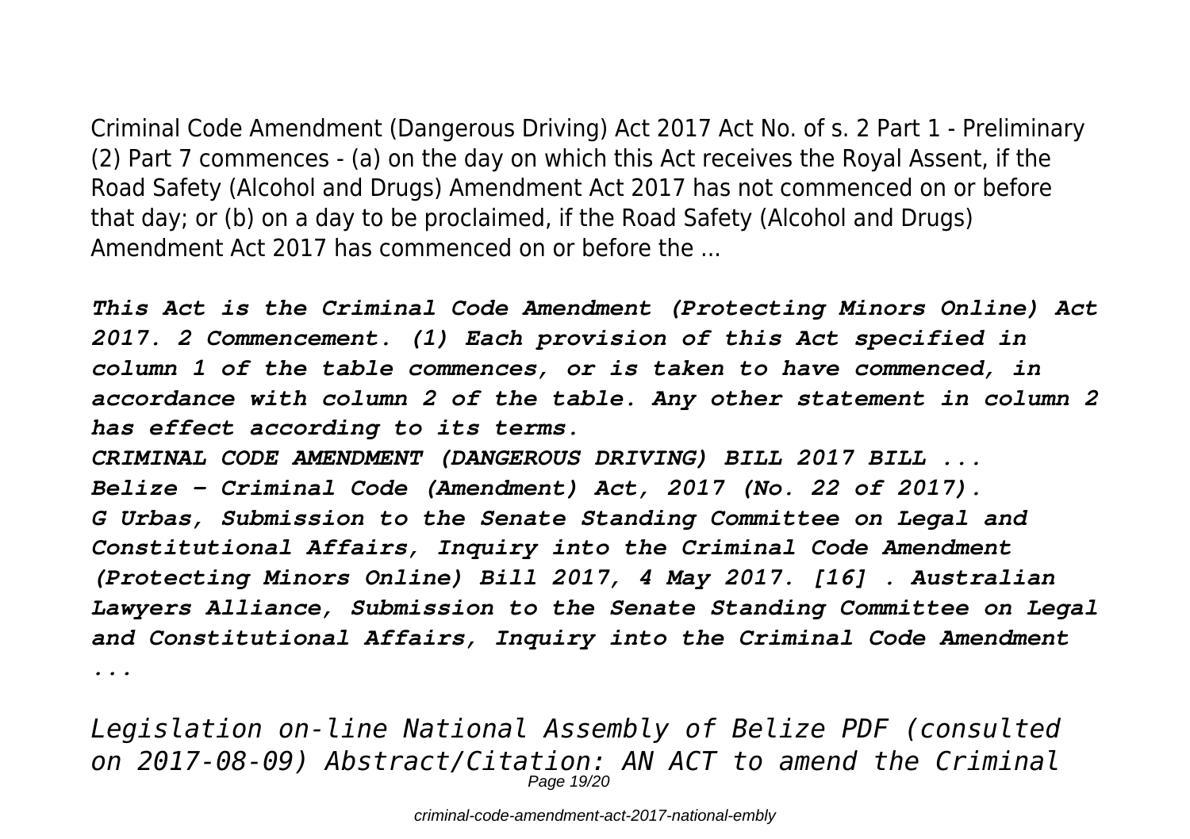Criminal Code Amendment (Dangerous Driving) Act 2017 Act No. of s. 2 Part 1 - Preliminary (2) Part 7 commences - (a) on the day on which this Act receives the Royal Assent, if the Road Safety (Alcohol and Drugs) Amendment Act 2017 has not commenced on or before that day; or (b) on a day to be proclaimed, if the Road Safety (Alcohol and Drugs) Amendment Act 2017 has commenced on or before the ...

***This Act is the Criminal Code Amendment (Protecting Minors Online) Act 2017. 2 Commencement. (1) Each provision of this Act specified in column 1 of the table commences, or is taken to have commenced, in accordance with column 2 of the table. Any other statement in column 2 has effect according to its terms.***

***CRIMINAL CODE AMENDMENT (DANGEROUS DRIVING) BILL 2017 BILL ...***

***Belize - Criminal Code (Amendment) Act, 2017 (No. 22 of 2017).***

***G Urbas, Submission to the Senate Standing Committee on Legal and Constitutional Affairs, Inquiry into the Criminal Code Amendment (Protecting Minors Online) Bill 2017, 4 May 2017. [16] . Australian Lawyers Alliance, Submission to the Senate Standing Committee on Legal and Constitutional Affairs, Inquiry into the Criminal Code Amendment ...***

*Legislation on-line National Assembly of Belize PDF (consulted on 2017-08-09) Abstract/Citation: AN ACT to amend the Criminal*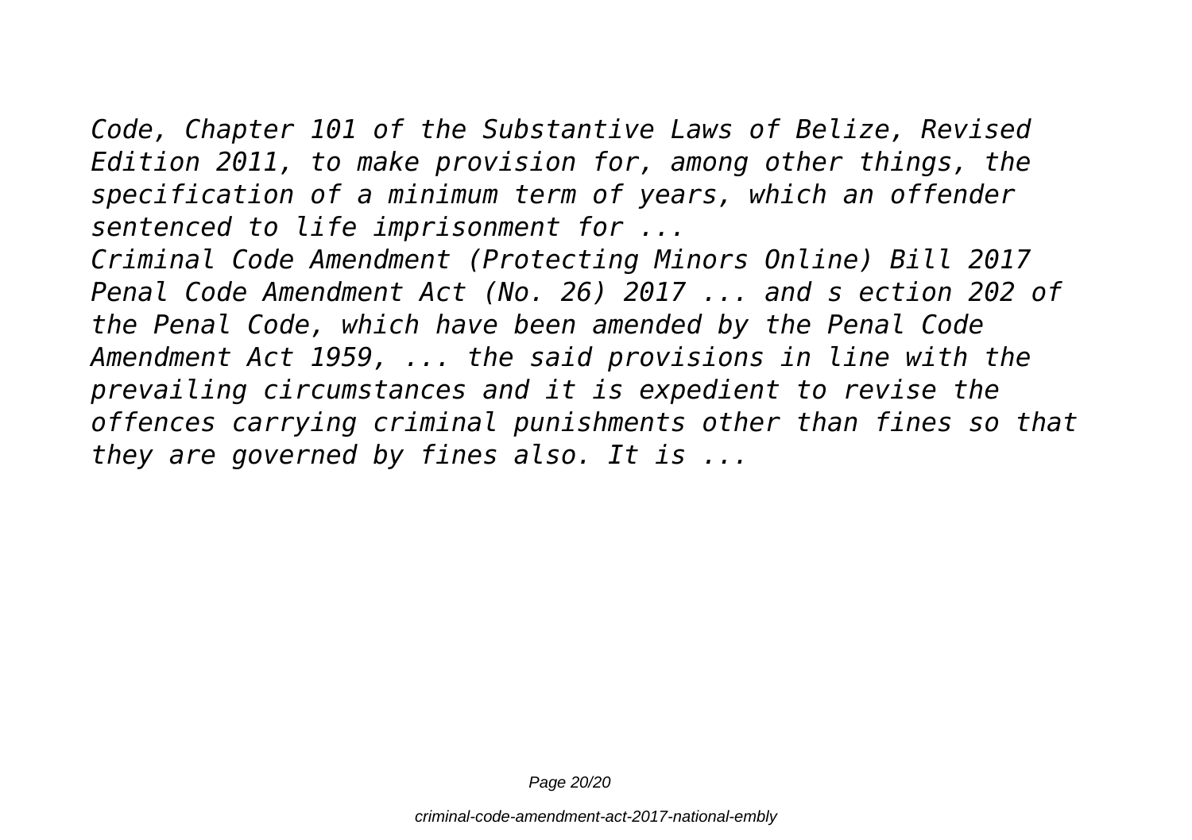*Code, Chapter 101 of the Substantive Laws of Belize, Revised Edition 2011, to make provision for, among other things, the specification of a minimum term of years, which an offender sentenced to life imprisonment for ...*

*Criminal Code Amendment (Protecting Minors Online) Bill 2017*

*Penal Code Amendment Act (No. 26) 2017 ... and s ection 202 of the Penal Code, which have been amended by the Penal Code Amendment Act 1959, ... the said provisions in line with the prevailing circumstances and it is expedient to revise the offences carrying criminal punishments other than fines so that they are governed by fines also. It is ...*